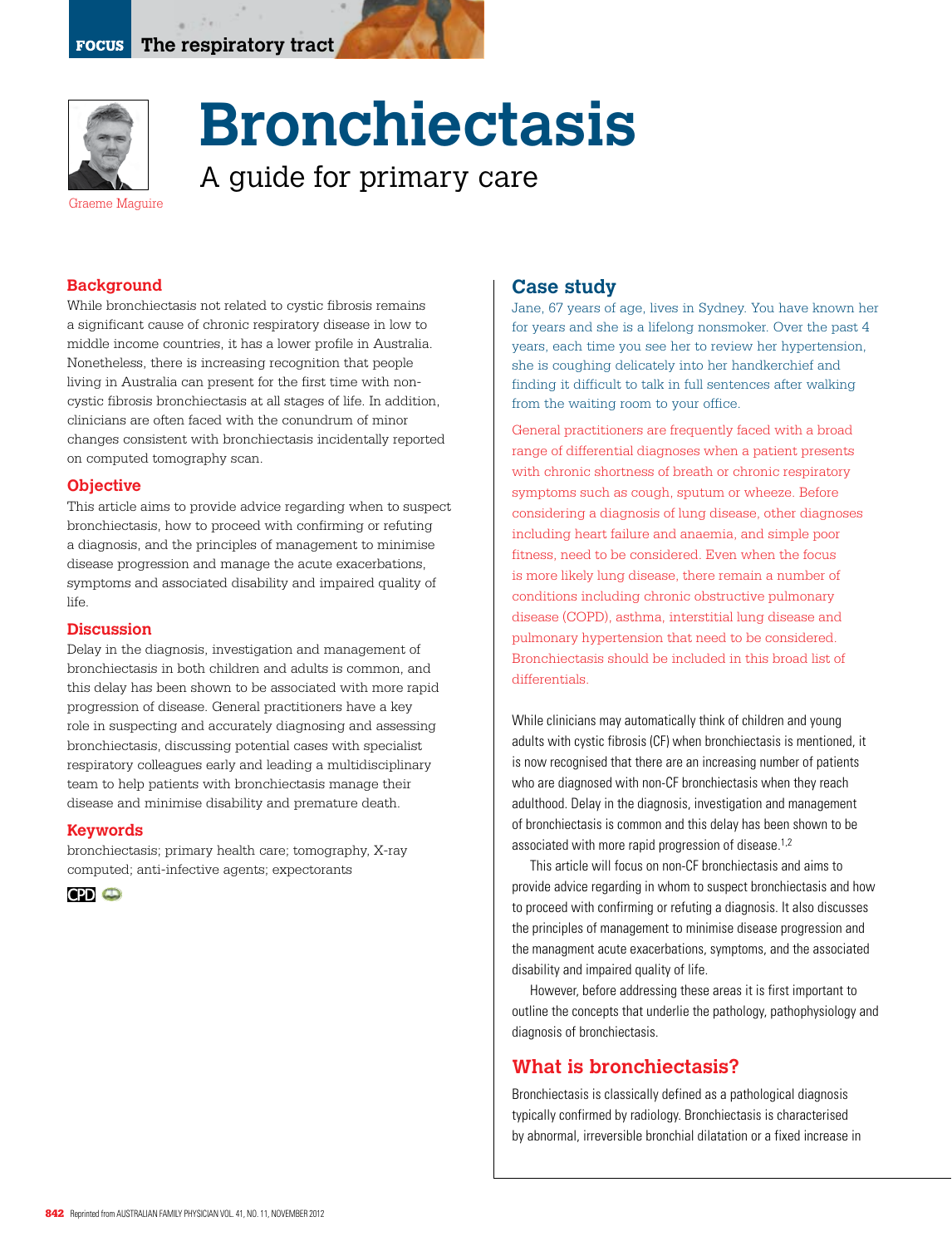# Bronchiectasis

## A guide for primary care

Graeme Maguire

### Background

While bronchiectasis not related to cystic fibrosis remains a significant cause of chronic respiratory disease in low to middle income countries, it has a lower profile in Australia. Nonetheless, there is increasing recognition that people living in Australia can present for the first time with non-cystic fibrosis bronchiectasis at all stages of life. In addition, clinicians are often faced with the conundrum of minor changes consistent with bronchiectasis incidentally reported on computed tomography scan.

### Objective

This article aims to provide advice regarding when to suspect bronchiectasis, how to proceed with confirming or refuting a diagnosis, and the principles of management to minimise disease progression and manage the acute exacerbations, symptoms and associated disability and impaired quality of life.

### Discussion

Delay in the diagnosis, investigation and management of bronchiectasis in both children and adults is common, and this delay has been shown to be associated with more rapid progression of disease. General practitioners have a key role in suspecting and accurately diagnosing and assessing bronchiectasis, discussing potential cases with specialist respiratory colleagues early and leading a multidisciplinary team to help patients with bronchiectasis manage their disease and minimise disability and premature death.

### Keywords

bronchiectasis; primary health care; tomography, X-ray computed; anti-infective agents; expectorants

CPD

## Case study

Jane, 67 years of age, lives in Sydney. You have known her for years and she is a lifelong nonsmoker. Over the past 4 years, each time you see her to review her hypertension, she is coughing delicately into her handkerchief and finding it difficult to talk in full sentences after walking from the waiting room to your office.

General practitioners are frequently faced with a broad range of differential diagnoses when a patient presents with chronic shortness of breath or chronic respiratory symptoms such as cough, sputum or wheeze. Before considering a diagnosis of lung disease, other diagnoses including heart failure and anaemia, and simple poor fitness, need to be considered. Even when the focus is more likely lung disease, there remain a number of conditions including chronic obstructive pulmonary disease (COPD), asthma, interstitial lung disease and pulmonary hypertension that need to be considered. Bronchiectasis should be included in this broad list of differentials.

While clinicians may automatically think of children and young adults with cystic fibrosis (CF) when bronchiectasis is mentioned, it is now recognised that there are an increasing number of patients who are diagnosed with non-CF bronchiectasis when they reach adulthood. Delay in the diagnosis, investigation and management of bronchiectasis is common and this delay has been shown to be associated with more rapid progression of disease.[1,2]

This article will focus on non-CF bronchiectasis and aims to provide advice regarding in whom to suspect bronchiectasis and how to proceed with confirming or refuting a diagnosis. It also discusses the principles of management to minimise disease progression and the managment acute exacerbations, symptoms, and the associated disability and impaired quality of life.

However, before addressing these areas it is first important to outline the concepts that underlie the pathology, pathophysiology and diagnosis of bronchiectasis.

## What is bronchiectasis?

Bronchiectasis is classically defined as a pathological diagnosis typically confirmed by radiology. Bronchiectasis is characterised by abnormal, irreversible bronchial dilatation or a fixed increase in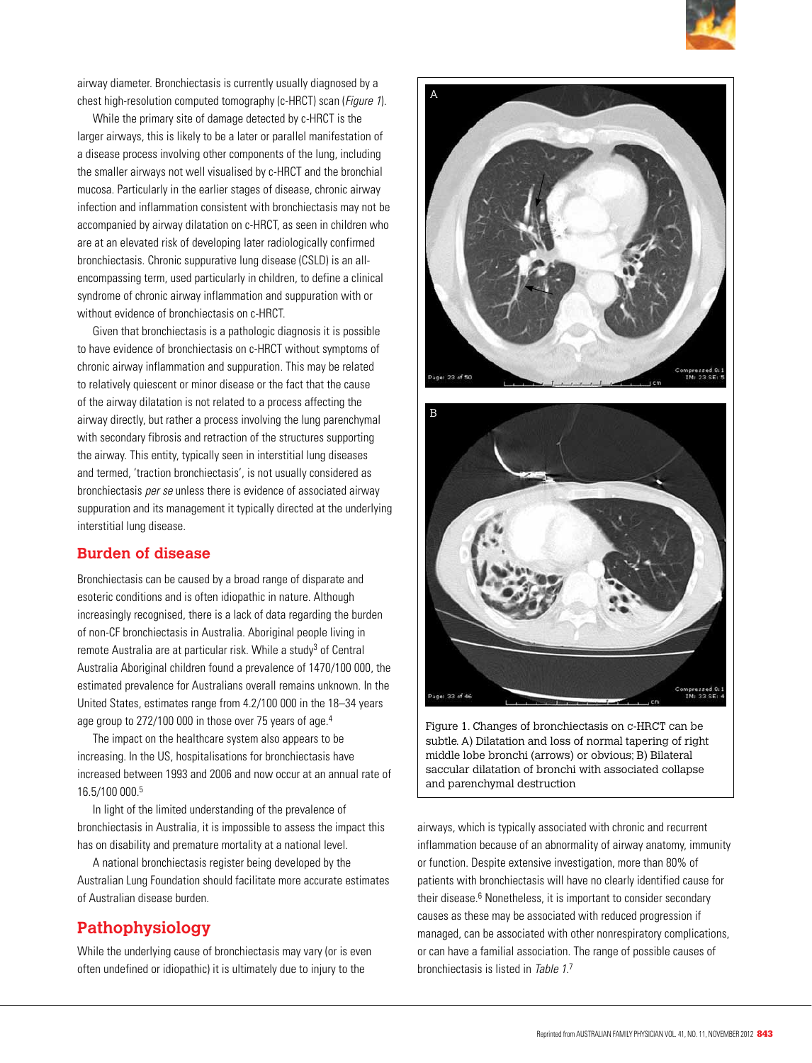airway diameter. Bronchiectasis is currently usually diagnosed by a chest high-resolution computed tomography (c-HRCT) scan (*Figure 1*).

While the primary site of damage detected by c-HRCT is the larger airways, this is likely to be a later or parallel manifestation of a disease process involving other components of the lung, including the smaller airways not well visualised by c-HRCT and the bronchial mucosa. Particularly in the earlier stages of disease, chronic airway infection and inflammation consistent with bronchiectasis may not be accompanied by airway dilatation on c-HRCT, as seen in children who are at an elevated risk of developing later radiologically confirmed bronchiectasis. Chronic suppurative lung disease (CSLD) is an all-encompassing term, used particularly in children, to define a clinical syndrome of chronic airway inflammation and suppuration with or without evidence of bronchiectasis on c-HRCT.

Given that bronchiectasis is a pathologic diagnosis it is possible to have evidence of bronchiectasis on c-HRCT without symptoms of chronic airway inflammation and suppuration. This may be related to relatively quiescent or minor disease or the fact that the cause of the airway dilatation is not related to a process affecting the airway directly, but rather a process involving the lung parenchymal with secondary fibrosis and retraction of the structures supporting the airway. This entity, typically seen in interstitial lung diseases and termed, 'traction bronchiectasis', is not usually considered as bronchiectasis *per se* unless there is evidence of associated airway suppuration and its management it typically directed at the underlying interstitial lung disease.

## Burden of disease

Bronchiectasis can be caused by a broad range of disparate and esoteric conditions and is often idiopathic in nature. Although increasingly recognised, there is a lack of data regarding the burden of non-CF bronchiectasis in Australia. Aboriginal people living in remote Australia are at particular risk. While a study[3] of Central Australia Aboriginal children found a prevalence of 1470/100 000, the estimated prevalence for Australians overall remains unknown. In the United States, estimates range from 4.2/100 000 in the 18–34 years age group to 272/100 000 in those over 75 years of age.[4]

The impact on the healthcare system also appears to be increasing. In the US, hospitalisations for bronchiectasis have increased between 1993 and 2006 and now occur at an annual rate of 16.5/100 000.[5]

In light of the limited understanding of the prevalence of bronchiectasis in Australia, it is impossible to assess the impact this has on disability and premature mortality at a national level.

A national bronchiectasis register being developed by the Australian Lung Foundation should facilitate more accurate estimates of Australian disease burden.

## Pathophysiology

While the underlying cause of bronchiectasis may vary (or is even often undefined or idiopathic) it is ultimately due to injury to the airways, which is typically associated with chronic and recurrent inflammation because of an abnormality of airway anatomy, immunity or function. Despite extensive investigation, more than 80% of patients with bronchiectasis will have no clearly identified cause for their disease.[6] Nonetheless, it is important to consider secondary causes as these may be associated with reduced progression if managed, can be associated with other nonrespiratory complications, or can have a familial association. The range of possible causes of bronchiectasis is listed in *Table 1*.[7]

Figure 1. Changes of bronchiectasis on c-HRCT can be subtle. A) Dilatation and loss of normal tapering of right middle lobe bronchi (arrows) or obvious; B) Bilateral saccular dilatation of bronchi with associated collapse and parenchymal destruction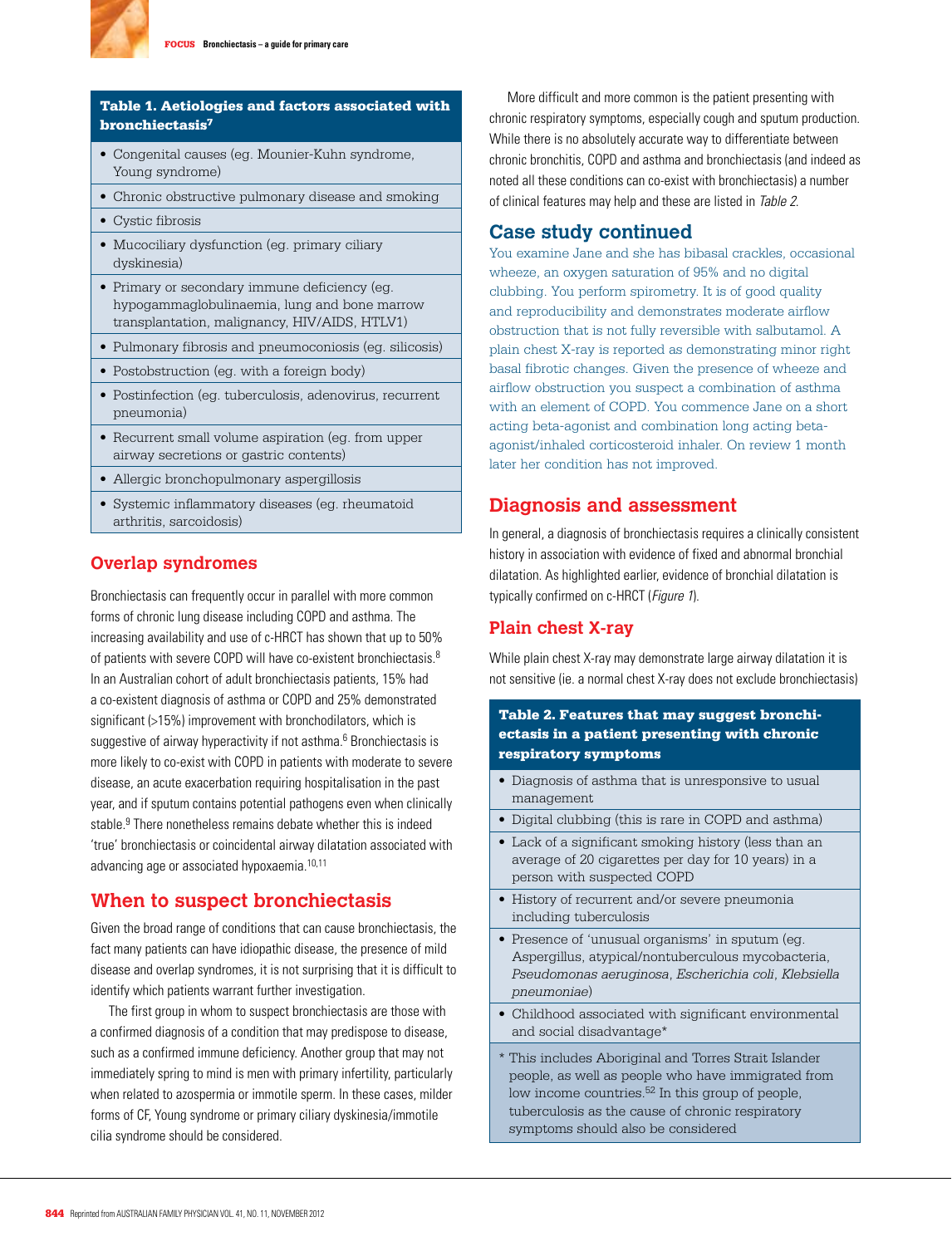**Table 1. Aetiologies and factors associated with bronchiectasis[7]**

| |
|---|
| • Congenital causes (eg. Mounier-Kuhn syndrome, Young syndrome) |
| • Chronic obstructive pulmonary disease and smoking |
| • Cystic fibrosis |
| • Mucociliary dysfunction (eg. primary ciliary dyskinesia) |
| • Primary or secondary immune deficiency (eg. hypogammaglobulinaemia, lung and bone marrow transplantation, malignancy, HIV/AIDS, HTLV1) |
| • Pulmonary fibrosis and pneumoconiosis (eg. silicosis) |
| • Postobstruction (eg. with a foreign body) |
| • Postinfection (eg. tuberculosis, adenovirus, recurrent pneumonia) |
| • Recurrent small volume aspiration (eg. from upper airway secretions or gastric contents) |
| • Allergic bronchopulmonary aspergillosis |
| • Systemic inflammatory diseases (eg. rheumatoid arthritis, sarcoidosis) |

## Overlap syndromes

Bronchiectasis can frequently occur in parallel with more common forms of chronic lung disease including COPD and asthma. The increasing availability and use of c-HRCT has shown that up to 50% of patients with severe COPD will have co-existent bronchiectasis.[8] In an Australian cohort of adult bronchiectasis patients, 15% had a co-existent diagnosis of asthma or COPD and 25% demonstrated significant (>15%) improvement with bronchodilators, which is suggestive of airway hyperactivity if not asthma.[6] Bronchiectasis is more likely to co-exist with COPD in patients with moderate to severe disease, an acute exacerbation requiring hospitalisation in the past year, and if sputum contains potential pathogens even when clinically stable.[9] There nonetheless remains debate whether this is indeed 'true' bronchiectasis or coincidental airway dilatation associated with advancing age or associated hypoxaemia.[10,11]

## When to suspect bronchiectasis

Given the broad range of conditions that can cause bronchiectasis, the fact many patients can have idiopathic disease, the presence of mild disease and overlap syndromes, it is not surprising that it is difficult to identify which patients warrant further investigation.

The first group in whom to suspect bronchiectasis are those with a confirmed diagnosis of a condition that may predispose to disease, such as a confirmed immune deficiency. Another group that may not immediately spring to mind is men with primary infertility, particularly when related to azospermia or immotile sperm. In these cases, milder forms of CF, Young syndrome or primary ciliary dyskinesia/immotile cilia syndrome should be considered.

More difficult and more common is the patient presenting with chronic respiratory symptoms, especially cough and sputum production. While there is no absolutely accurate way to differentiate between chronic bronchitis, COPD and asthma and bronchiectasis (and indeed as noted all these conditions can co-exist with bronchiectasis) a number of clinical features may help and these are listed in *Table 2*.

## Case study continued

You examine Jane and she has bibasal crackles, occasional wheeze, an oxygen saturation of 95% and no digital clubbing. You perform spirometry. It is of good quality and reproducibility and demonstrates moderate airflow obstruction that is not fully reversible with salbutamol. A plain chest X-ray is reported as demonstrating minor right basal fibrotic changes. Given the presence of wheeze and airflow obstruction you suspect a combination of asthma with an element of COPD. You commence Jane on a short acting beta-agonist and combination long acting beta-agonist/inhaled corticosteroid inhaler. On review 1 month later her condition has not improved.

## Diagnosis and assessment

In general, a diagnosis of bronchiectasis requires a clinically consistent history in association with evidence of fixed and abnormal bronchial dilatation. As highlighted earlier, evidence of bronchial dilatation is typically confirmed on c-HRCT (*Figure 1*).

### Plain chest X-ray

While plain chest X-ray may demonstrate large airway dilatation it is not sensitive (ie. a normal chest X-ray does not exclude bronchiectasis)

**Table 2. Features that may suggest bronchiectasis in a patient presenting with chronic respiratory symptoms**

| |
|---|
| • Diagnosis of asthma that is unresponsive to usual management |
| • Digital clubbing (this is rare in COPD and asthma) |
| • Lack of a significant smoking history (less than an average of 20 cigarettes per day for 10 years) in a person with suspected COPD |
| • History of recurrent and/or severe pneumonia including tuberculosis |
| • Presence of 'unusual organisms' in sputum (eg. Aspergillus, atypical/nontuberculous mycobacteria, *Pseudomonas aeruginosa*, *Escherichia coli*, *Klebsiella pneumoniae*) |
| • Childhood associated with significant environmental and social disadvantage* |
| * This includes Aboriginal and Torres Strait Islander people, as well as people who have immigrated from low income countries.[52] In this group of people, tuberculosis as the cause of chronic respiratory symptoms should also be considered |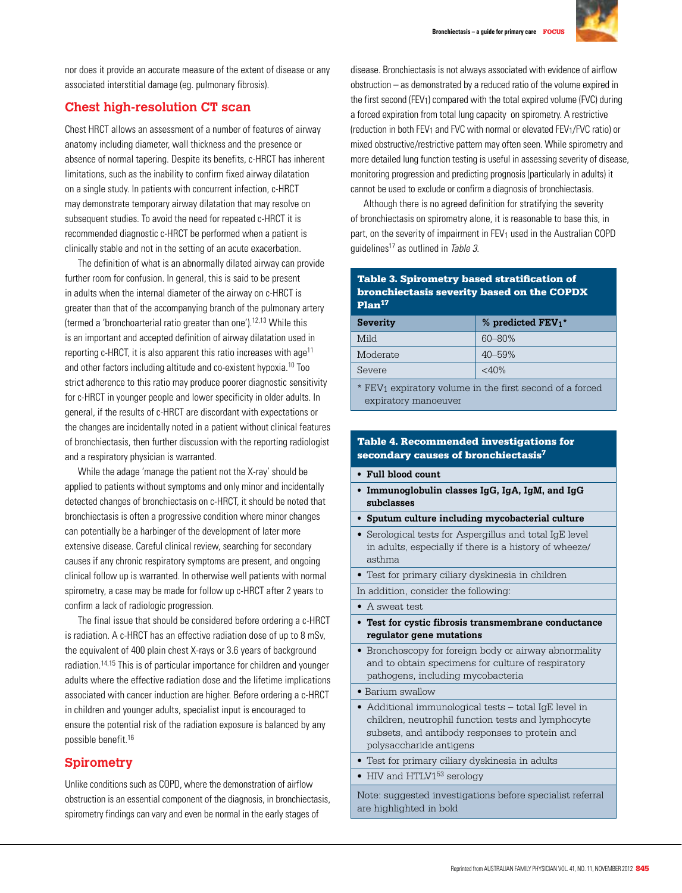nor does it provide an accurate measure of the extent of disease or any associated interstitial damage (eg. pulmonary fibrosis).

## Chest high-resolution CT scan

Chest HRCT allows an assessment of a number of features of airway anatomy including diameter, wall thickness and the presence or absence of normal tapering. Despite its benefits, c-HRCT has inherent limitations, such as the inability to confirm fixed airway dilatation on a single study. In patients with concurrent infection, c-HRCT may demonstrate temporary airway dilatation that may resolve on subsequent studies. To avoid the need for repeated c-HRCT it is recommended diagnostic c-HRCT be performed when a patient is clinically stable and not in the setting of an acute exacerbation.

The definition of what is an abnormally dilated airway can provide further room for confusion. In general, this is said to be present in adults when the internal diameter of the airway on c-HRCT is greater than that of the accompanying branch of the pulmonary artery (termed a 'bronchoarterial ratio greater than one').[12,13] While this is an important and accepted definition of airway dilatation used in reporting c-HRCT, it is also apparent this ratio increases with age[11] and other factors including altitude and co-existent hypoxia.[10] Too strict adherence to this ratio may produce poorer diagnostic sensitivity for c-HRCT in younger people and lower specificity in older adults. In general, if the results of c-HRCT are discordant with expectations or the changes are incidentally noted in a patient without clinical features of bronchiectasis, then further discussion with the reporting radiologist and a respiratory physician is warranted.

While the adage 'manage the patient not the X-ray' should be applied to patients without symptoms and only minor and incidentally detected changes of bronchiectasis on c-HRCT, it should be noted that bronchiectasis is often a progressive condition where minor changes can potentially be a harbinger of the development of later more extensive disease. Careful clinical review, searching for secondary causes if any chronic respiratory symptoms are present, and ongoing clinical follow up is warranted. In otherwise well patients with normal spirometry, a case may be made for follow up c-HRCT after 2 years to confirm a lack of radiologic progression.

The final issue that should be considered before ordering a c-HRCT is radiation. A c-HRCT has an effective radiation dose of up to 8 mSv, the equivalent of 400 plain chest X-rays or 3.6 years of background radiation.[14,15] This is of particular importance for children and younger adults where the effective radiation dose and the lifetime implications associated with cancer induction are higher. Before ordering a c-HRCT in children and younger adults, specialist input is encouraged to ensure the potential risk of the radiation exposure is balanced by any possible benefit.[16]

## Spirometry

Unlike conditions such as COPD, where the demonstration of airflow obstruction is an essential component of the diagnosis, in bronchiectasis, spirometry findings can vary and even be normal in the early stages of disease. Bronchiectasis is not always associated with evidence of airflow obstruction – as demonstrated by a reduced ratio of the volume expired in the first second ($FEV_1$) compared with the total expired volume (FVC) during a forced expiration from total lung capacity on spirometry. A restrictive (reduction in both $FEV_1$ and FVC with normal or elevated $FEV_1$/FVC ratio) or mixed obstructive/restrictive pattern may often seen. While spirometry and more detailed lung function testing is useful in assessing severity of disease, monitoring progression and predicting prognosis (particularly in adults) it cannot be used to exclude or confirm a diagnosis of bronchiectasis.

Although there is no agreed definition for stratifying the severity of bronchiectasis on spirometry alone, it is reasonable to base this, in part, on the severity of impairment in $FEV_1$ used in the Australian COPD guidelines[17] as outlined in *Table 3*.

**Table 3. Spirometry based stratification of bronchiectasis severity based on the COPDX Plan[17]**

| Severity | % predicted $FEV_1$* |
|---|---|
| Mild | 60–80% |
| Moderate | 40–59% |
| Severe | <40% |

\* $FEV_1$ expiratory volume in the first second of a forced expiratory manoeuver

**Table 4. Recommended investigations for secondary causes of bronchiectasis[7]**

- **Full blood count**
- **Immunoglobulin classes IgG, IgA, IgM, and IgG subclasses**
- **Sputum culture including mycobacterial culture**
- Serological tests for Aspergillus and total IgE level in adults, especially if there is a history of wheeze/asthma
- Test for primary ciliary dyskinesia in children

In addition, consider the following:

- A sweat test
- **Test for cystic fibrosis transmembrane conductance regulator gene mutations**
- Bronchoscopy for foreign body or airway abnormality and to obtain specimens for culture of respiratory pathogens, including mycobacteria
- Barium swallow
- Additional immunological tests – total IgE level in children, neutrophil function tests and lymphocyte subsets, and antibody responses to protein and polysaccharide antigens
- Test for primary ciliary dyskinesia in adults
- HIV and HTLV1[53] serology

Note: suggested investigations before specialist referral are highlighted in bold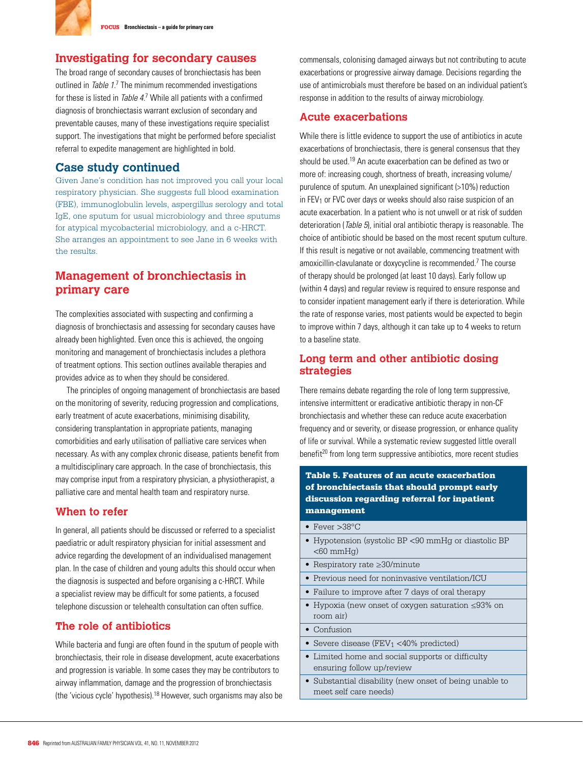## Investigating for secondary causes

The broad range of secondary causes of bronchiectasis has been outlined in *Table 1*.[7] The minimum recommended investigations for these is listed in *Table 4*.[7] While all patients with a confirmed diagnosis of bronchiectasis warrant exclusion of secondary and preventable causes, many of these investigations require specialist support. The investigations that might be performed before specialist referral to expedite management are highlighted in bold.

## Case study continued

Given Jane's condition has not improved you call your local respiratory physician. She suggests full blood examination (FBE), immunoglobulin levels, aspergillus serology and total IgE, one sputum for usual microbiology and three sputums for atypical mycobacterial microbiology, and a c-HRCT. She arranges an appointment to see Jane in 6 weeks with the results.

## Management of bronchiectasis in primary care

The complexities associated with suspecting and confirming a diagnosis of bronchiectasis and assessing for secondary causes have already been highlighted. Even once this is achieved, the ongoing monitoring and management of bronchiectasis includes a plethora of treatment options. This section outlines available therapies and provides advice as to when they should be considered.

The principles of ongoing management of bronchiectasis are based on the monitoring of severity, reducing progression and complications, early treatment of acute exacerbations, minimising disability, considering transplantation in appropriate patients, managing comorbidities and early utilisation of palliative care services when necessary. As with any complex chronic disease, patients benefit from a multidisciplinary care approach. In the case of bronchiectasis, this may comprise input from a respiratory physician, a physiotherapist, a palliative care and mental health team and respiratory nurse.

### When to refer

In general, all patients should be discussed or referred to a specialist paediatric or adult respiratory physician for initial assessment and advice regarding the development of an individualised management plan. In the case of children and young adults this should occur when the diagnosis is suspected and before organising a c-HRCT. While a specialist review may be difficult for some patients, a focused telephone discussion or telehealth consultation can often suffice.

### The role of antibiotics

While bacteria and fungi are often found in the sputum of people with bronchiectasis, their role in disease development, acute exacerbations and progression is variable. In some cases they may be contributors to airway inflammation, damage and the progression of bronchiectasis (the 'vicious cycle' hypothesis).[18] However, such organisms may also be commensals, colonising damaged airways but not contributing to acute exacerbations or progressive airway damage. Decisions regarding the use of antimicrobials must therefore be based on an individual patient's response in addition to the results of airway microbiology.

### Acute exacerbations

While there is little evidence to support the use of antibiotics in acute exacerbations of bronchiectasis, there is general consensus that they should be used.[19] An acute exacerbation can be defined as two or more of: increasing cough, shortness of breath, increasing volume/purulence of sputum. An unexplained significant (>10%) reduction in $FEV_1$ or FVC over days or weeks should also raise suspicion of an acute exacerbation. In a patient who is not unwell or at risk of sudden deterioration (*Table 5*), initial oral antibiotic therapy is reasonable. The choice of antibiotic should be based on the most recent sputum culture. If this result is negative or not available, commencing treatment with amoxicillin-clavulanate or doxycycline is recommended.[7] The course of therapy should be prolonged (at least 10 days). Early follow up (within 4 days) and regular review is required to ensure response and to consider inpatient management early if there is deterioration. While the rate of response varies, most patients would be expected to begin to improve within 7 days, although it can take up to 4 weeks to return to a baseline state.

### Long term and other antibiotic dosing strategies

There remains debate regarding the role of long term suppressive, intensive intermittent or eradicative antibiotic therapy in non-CF bronchiectasis and whether these can reduce acute exacerbation frequency and or severity, or disease progression, or enhance quality of life or survival. While a systematic review suggested little overall benefit[20] from long term suppressive antibiotics, more recent studies

| Table 5. Features of an acute exacerbation of bronchiectasis that should prompt early discussion regarding referral for inpatient management |
|---|
| • Fever >38°C |
| • Hypotension (systolic BP <90 mmHg or diastolic BP <60 mmHg) |
| • Respiratory rate ≥30/minute |
| • Previous need for noninvasive ventilation/ICU |
| • Failure to improve after 7 days of oral therapy |
| • Hypoxia (new onset of oxygen saturation ≤93% on room air) |
| • Confusion |
| • Severe disease ($FEV_1$ <40% predicted) |
| • Limited home and social supports or difficulty ensuring follow up/review |
| • Substantial disability (new onset of being unable to meet self care needs) |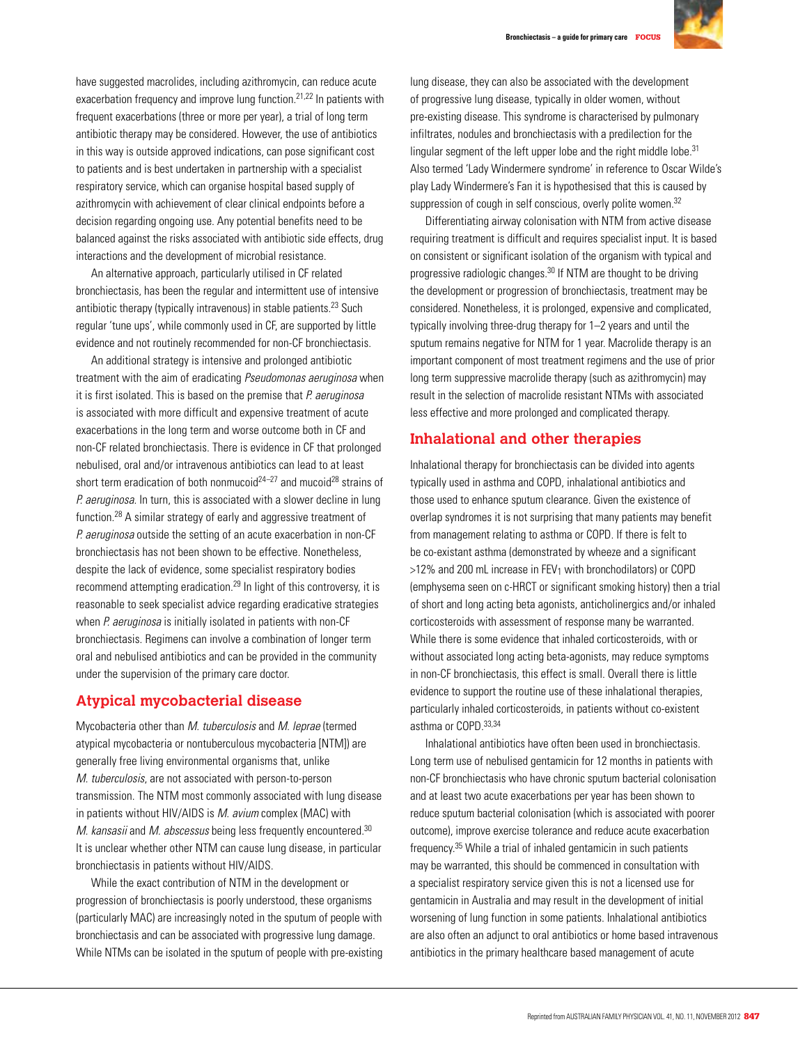have suggested macrolides, including azithromycin, can reduce acute exacerbation frequency and improve lung function.[21,22] In patients with frequent exacerbations (three or more per year), a trial of long term antibiotic therapy may be considered. However, the use of antibiotics in this way is outside approved indications, can pose significant cost to patients and is best undertaken in partnership with a specialist respiratory service, which can organise hospital based supply of azithromycin with achievement of clear clinical endpoints before a decision regarding ongoing use. Any potential benefits need to be balanced against the risks associated with antibiotic side effects, drug interactions and the development of microbial resistance.

An alternative approach, particularly utilised in CF related bronchiectasis, has been the regular and intermittent use of intensive antibiotic therapy (typically intravenous) in stable patients.[23] Such regular 'tune ups', while commonly used in CF, are supported by little evidence and not routinely recommended for non-CF bronchiectasis.

An additional strategy is intensive and prolonged antibiotic treatment with the aim of eradicating *Pseudomonas aeruginosa* when it is first isolated. This is based on the premise that *P. aeruginosa* is associated with more difficult and expensive treatment of acute exacerbations in the long term and worse outcome both in CF and non-CF related bronchiectasis. There is evidence in CF that prolonged nebulised, oral and/or intravenous antibiotics can lead to at least short term eradication of both nonmucoid[24–27] and mucoid[28] strains of *P. aeruginosa*. In turn, this is associated with a slower decline in lung function.[28] A similar strategy of early and aggressive treatment of *P. aeruginosa* outside the setting of an acute exacerbation in non-CF bronchiectasis has not been shown to be effective. Nonetheless, despite the lack of evidence, some specialist respiratory bodies recommend attempting eradication.[29] In light of this controversy, it is reasonable to seek specialist advice regarding eradicative strategies when *P. aeruginosa* is initially isolated in patients with non-CF bronchiectasis. Regimens can involve a combination of longer term oral and nebulised antibiotics and can be provided in the community under the supervision of the primary care doctor.

## Atypical mycobacterial disease

Mycobacteria other than *M. tuberculosis* and *M. leprae* (termed atypical mycobacteria or nontuberculous mycobacteria [NTM]) are generally free living environmental organisms that, unlike *M. tuberculosis*, are not associated with person-to-person transmission. The NTM most commonly associated with lung disease in patients without HIV/AIDS is *M. avium* complex (MAC) with *M. kansasii* and *M. abscessus* being less frequently encountered.[30] It is unclear whether other NTM can cause lung disease, in particular bronchiectasis in patients without HIV/AIDS.

While the exact contribution of NTM in the development or progression of bronchiectasis is poorly understood, these organisms (particularly MAC) are increasingly noted in the sputum of people with bronchiectasis and can be associated with progressive lung damage. While NTMs can be isolated in the sputum of people with pre-existing lung disease, they can also be associated with the development of progressive lung disease, typically in older women, without pre-existing disease. This syndrome is characterised by pulmonary infiltrates, nodules and bronchiectasis with a predilection for the lingular segment of the left upper lobe and the right middle lobe.[31] Also termed 'Lady Windermere syndrome' in reference to Oscar Wilde's play Lady Windermere's Fan it is hypothesised that this is caused by suppression of cough in self conscious, overly polite women.[32]

Differentiating airway colonisation with NTM from active disease requiring treatment is difficult and requires specialist input. It is based on consistent or significant isolation of the organism with typical and progressive radiologic changes.[30] If NTM are thought to be driving the development or progression of bronchiectasis, treatment may be considered. Nonetheless, it is prolonged, expensive and complicated, typically involving three-drug therapy for 1–2 years and until the sputum remains negative for NTM for 1 year. Macrolide therapy is an important component of most treatment regimens and the use of prior long term suppressive macrolide therapy (such as azithromycin) may result in the selection of macrolide resistant NTMs with associated less effective and more prolonged and complicated therapy.

## Inhalational and other therapies

Inhalational therapy for bronchiectasis can be divided into agents typically used in asthma and COPD, inhalational antibiotics and those used to enhance sputum clearance. Given the existence of overlap syndromes it is not surprising that many patients may benefit from management relating to asthma or COPD. If there is felt to be co-existant asthma (demonstrated by wheeze and a significant >12% and 200 mL increase in $FEV_1$ with bronchodilators) or COPD (emphysema seen on c-HRCT or significant smoking history) then a trial of short and long acting beta agonists, anticholinergics and/or inhaled corticosteroids with assessment of response many be warranted. While there is some evidence that inhaled corticosteroids, with or without associated long acting beta-agonists, may reduce symptoms in non-CF bronchiectasis, this effect is small. Overall there is little evidence to support the routine use of these inhalational therapies, particularly inhaled corticosteroids, in patients without co-existent asthma or COPD.[33,34]

Inhalational antibiotics have often been used in bronchiectasis. Long term use of nebulised gentamicin for 12 months in patients with non-CF bronchiectasis who have chronic sputum bacterial colonisation and at least two acute exacerbations per year has been shown to reduce sputum bacterial colonisation (which is associated with poorer outcome), improve exercise tolerance and reduce acute exacerbation frequency.[35] While a trial of inhaled gentamicin in such patients may be warranted, this should be commenced in consultation with a specialist respiratory service given this is not a licensed use for gentamicin in Australia and may result in the development of initial worsening of lung function in some patients. Inhalational antibiotics are also often an adjunct to oral antibiotics or home based intravenous antibiotics in the primary healthcare based management of acute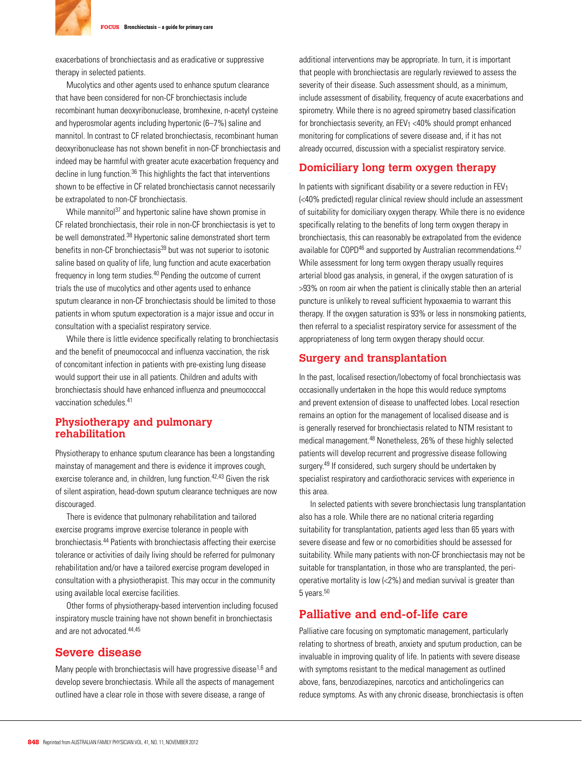exacerbations of bronchiectasis and as eradicative or suppressive therapy in selected patients.

Mucolytics and other agents used to enhance sputum clearance that have been considered for non-CF bronchiectasis include recombinant human deoxyribonuclease, bromhexine, n-acetyl cysteine and hyperosmolar agents including hypertonic (6–7%) saline and mannitol. In contrast to CF related bronchiectasis, recombinant human deoxyribonuclease has not shown benefit in non-CF bronchiectasis and indeed may be harmful with greater acute exacerbation frequency and decline in lung function.[36] This highlights the fact that interventions shown to be effective in CF related bronchiectasis cannot necessarily be extrapolated to non-CF bronchiectasis.

While mannitol[37] and hypertonic saline have shown promise in CF related bronchiectasis, their role in non-CF bronchiectasis is yet to be well demonstrated.[38] Hypertonic saline demonstrated short term benefits in non-CF bronchiectasis[39] but was not superior to isotonic saline based on quality of life, lung function and acute exacerbation frequency in long term studies.[40] Pending the outcome of current trials the use of mucolytics and other agents used to enhance sputum clearance in non-CF bronchiectasis should be limited to those patients in whom sputum expectoration is a major issue and occur in consultation with a specialist respiratory service.

While there is little evidence specifically relating to bronchiectasis and the benefit of pneumococcal and influenza vaccination, the risk of concomitant infection in patients with pre-existing lung disease would support their use in all patients. Children and adults with bronchiectasis should have enhanced influenza and pneumococcal vaccination schedules.[41]

## Physiotherapy and pulmonary rehabilitation

Physiotherapy to enhance sputum clearance has been a longstanding mainstay of management and there is evidence it improves cough, exercise tolerance and, in children, lung function.[42,43] Given the risk of silent aspiration, head-down sputum clearance techniques are now discouraged.

There is evidence that pulmonary rehabilitation and tailored exercise programs improve exercise tolerance in people with bronchiectasis.[44] Patients with bronchiectasis affecting their exercise tolerance or activities of daily living should be referred for pulmonary rehabilitation and/or have a tailored exercise program developed in consultation with a physiotherapist. This may occur in the community using available local exercise facilities.

Other forms of physiotherapy-based intervention including focused inspiratory muscle training have not shown benefit in bronchiectasis and are not advocated.[44,45]

## Severe disease

Many people with bronchiectasis will have progressive disease[1,6] and develop severe bronchiectasis. While all the aspects of management outlined have a clear role in those with severe disease, a range of additional interventions may be appropriate. In turn, it is important that people with bronchiectasis are regularly reviewed to assess the severity of their disease. Such assessment should, as a minimum, include assessment of disability, frequency of acute exacerbations and spirometry. While there is no agreed spirometry based classification for bronchiectasis severity, an $FEV_1$ <40% should prompt enhanced monitoring for complications of severe disease and, if it has not already occurred, discussion with a specialist respiratory service.

## Domiciliary long term oxygen therapy

In patients with significant disability or a severe reduction in $FEV_1$ (<40% predicted) regular clinical review should include an assessment of suitability for domiciliary oxygen therapy. While there is no evidence specifically relating to the benefits of long term oxygen therapy in bronchiectasis, this can reasonably be extrapolated from the evidence available for COPD[46] and supported by Australian recommendations.[47] While assessment for long term oxygen therapy usually requires arterial blood gas analysis, in general, if the oxygen saturation of is >93% on room air when the patient is clinically stable then an arterial puncture is unlikely to reveal sufficient hypoxaemia to warrant this therapy. If the oxygen saturation is 93% or less in nonsmoking patients, then referral to a specialist respiratory service for assessment of the appropriateness of long term oxygen therapy should occur.

## Surgery and transplantation

In the past, localised resection/lobectomy of focal bronchiectasis was occasionally undertaken in the hope this would reduce symptoms and prevent extension of disease to unaffected lobes. Local resection remains an option for the management of localised disease and is is generally reserved for bronchiectasis related to NTM resistant to medical management.[48] Nonetheless, 26% of these highly selected patients will develop recurrent and progressive disease following surgery.[49] If considered, such surgery should be undertaken by specialist respiratory and cardiothoracic services with experience in this area.

In selected patients with severe bronchiectasis lung transplantation also has a role. While there are no national criteria regarding suitability for transplantation, patients aged less than 65 years with severe disease and few or no comorbidities should be assessed for suitability. While many patients with non-CF bronchiectasis may not be suitable for transplantation, in those who are transplanted, the peri-operative mortality is low (<2%) and median survival is greater than 5 years.[50]

## Palliative and end-of-life care

Palliative care focusing on symptomatic management, particularly relating to shortness of breath, anxiety and sputum production, can be invaluable in improving quality of life. In patients with severe disease with symptoms resistant to the medical management as outlined above, fans, benzodiazepines, narcotics and anticholingerics can reduce symptoms. As with any chronic disease, bronchiectasis is often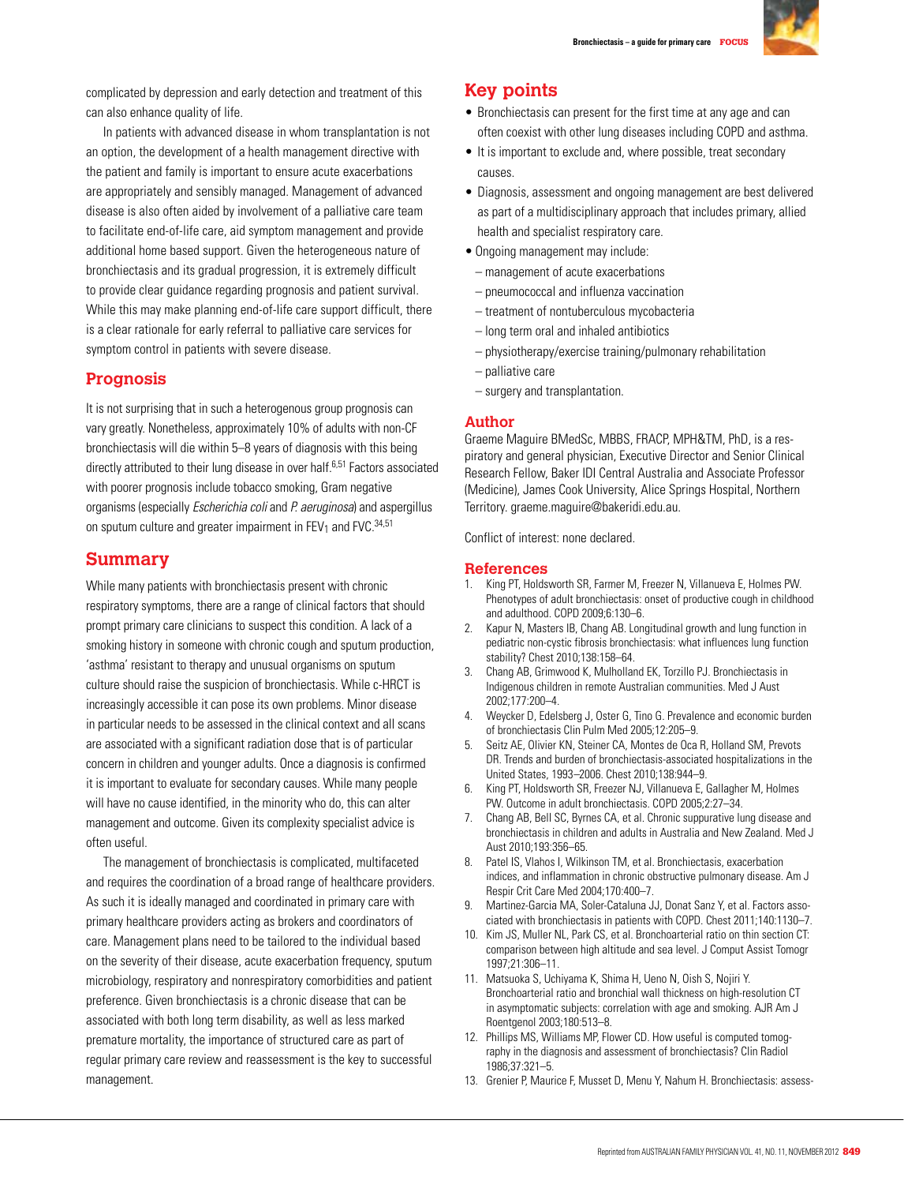complicated by depression and early detection and treatment of this can also enhance quality of life.

In patients with advanced disease in whom transplantation is not an option, the development of a health management directive with the patient and family is important to ensure acute exacerbations are appropriately and sensibly managed. Management of advanced disease is also often aided by involvement of a palliative care team to facilitate end-of-life care, aid symptom management and provide additional home based support. Given the heterogeneous nature of bronchiectasis and its gradual progression, it is extremely difficult to provide clear guidance regarding prognosis and patient survival. While this may make planning end-of-life care support difficult, there is a clear rationale for early referral to palliative care services for symptom control in patients with severe disease.

## Prognosis

It is not surprising that in such a heterogenous group prognosis can vary greatly. Nonetheless, approximately 10% of adults with non-CF bronchiectasis will die within 5–8 years of diagnosis with this being directly attributed to their lung disease in over half.[6,51] Factors associated with poorer prognosis include tobacco smoking, Gram negative organisms (especially *Escherichia coli* and *P. aeruginosa*) and aspergillus on sputum culture and greater impairment in $FEV_1$ and FVC.[34,51]

## Summary

While many patients with bronchiectasis present with chronic respiratory symptoms, there are a range of clinical factors that should prompt primary care clinicians to suspect this condition. A lack of a smoking history in someone with chronic cough and sputum production, 'asthma' resistant to therapy and unusual organisms on sputum culture should raise the suspicion of bronchiectasis. While c-HRCT is increasingly accessible it can pose its own problems. Minor disease in particular needs to be assessed in the clinical context and all scans are associated with a significant radiation dose that is of particular concern in children and younger adults. Once a diagnosis is confirmed it is important to evaluate for secondary causes. While many people will have no cause identified, in the minority who do, this can alter management and outcome. Given its complexity specialist advice is often useful.

The management of bronchiectasis is complicated, multifaceted and requires the coordination of a broad range of healthcare providers. As such it is ideally managed and coordinated in primary care with primary healthcare providers acting as brokers and coordinators of care. Management plans need to be tailored to the individual based on the severity of their disease, acute exacerbation frequency, sputum microbiology, respiratory and nonrespiratory comorbidities and patient preference. Given bronchiectasis is a chronic disease that can be associated with both long term disability, as well as less marked premature mortality, the importance of structured care as part of regular primary care review and reassessment is the key to successful management.

## Key points

- Bronchiectasis can present for the first time at any age and can often coexist with other lung diseases including COPD and asthma.
- It is important to exclude and, where possible, treat secondary causes.
- Diagnosis, assessment and ongoing management are best delivered as part of a multidisciplinary approach that includes primary, allied health and specialist respiratory care.
- Ongoing management may include:
  - management of acute exacerbations
  - pneumococcal and influenza vaccination
  - treatment of nontuberculous mycobacteria
  - long term oral and inhaled antibiotics
  - physiotherapy/exercise training/pulmonary rehabilitation
  - palliative care
  - surgery and transplantation.

## Author

Graeme Maguire BMedSc, MBBS, FRACP, MPH&TM, PhD, is a respiratory and general physician, Executive Director and Senior Clinical Research Fellow, Baker IDI Central Australia and Associate Professor (Medicine), James Cook University, Alice Springs Hospital, Northern Territory. graeme.maguire@bakeridi.edu.au.

Conflict of interest: none declared.

## References

1. King PT, Holdsworth SR, Farmer M, Freezer N, Villanueva E, Holmes PW. Phenotypes of adult bronchiectasis: onset of productive cough in childhood and adulthood. COPD 2009;6:130–6.
2. Kapur N, Masters IB, Chang AB. Longitudinal growth and lung function in pediatric non-cystic fibrosis bronchiectasis: what influences lung function stability? Chest 2010;138:158–64.
3. Chang AB, Grimwood K, Mulholland EK, Torzillo PJ. Bronchiectasis in Indigenous children in remote Australian communities. Med J Aust 2002;177:200–4.
4. Weycker D, Edelsberg J, Oster G, Tino G. Prevalence and economic burden of bronchiectasis Clin Pulm Med 2005;12:205–9.
5. Seitz AE, Olivier KN, Steiner CA, Montes de Oca R, Holland SM, Prevots DR. Trends and burden of bronchiectasis-associated hospitalizations in the United States, 1993–2006. Chest 2010;138:944–9.
6. King PT, Holdsworth SR, Freezer NJ, Villanueva E, Gallagher M, Holmes PW. Outcome in adult bronchiectasis. COPD 2005;2:27–34.
7. Chang AB, Bell SC, Byrnes CA, et al. Chronic suppurative lung disease and bronchiectasis in children and adults in Australia and New Zealand. Med J Aust 2010;193:356–65.
8. Patel IS, Vlahos I, Wilkinson TM, et al. Bronchiectasis, exacerbation indices, and inflammation in chronic obstructive pulmonary disease. Am J Respir Crit Care Med 2004;170:400–7.
9. Martinez-Garcia MA, Soler-Cataluna JJ, Donat Sanz Y, et al. Factors associated with bronchiectasis in patients with COPD. Chest 2011;140:1130–7.
10. Kim JS, Muller NL, Park CS, et al. Bronchoarterial ratio on thin section CT: comparison between high altitude and sea level. J Comput Assist Tomogr 1997;21:306–11.
11. Matsuoka S, Uchiyama K, Shima H, Ueno N, Oish S, Nojiri Y. Bronchoarterial ratio and bronchial wall thickness on high-resolution CT in asymptomatic subjects: correlation with age and smoking. AJR Am J Roentgenol 2003;180:513–8.
12. Phillips MS, Williams MP, Flower CD. How useful is computed tomography in the diagnosis and assessment of bronchiectasis? Clin Radiol 1986;37:321–5.
13. Grenier P, Maurice F, Musset D, Menu Y, Nahum H. Bronchiectasis: assess-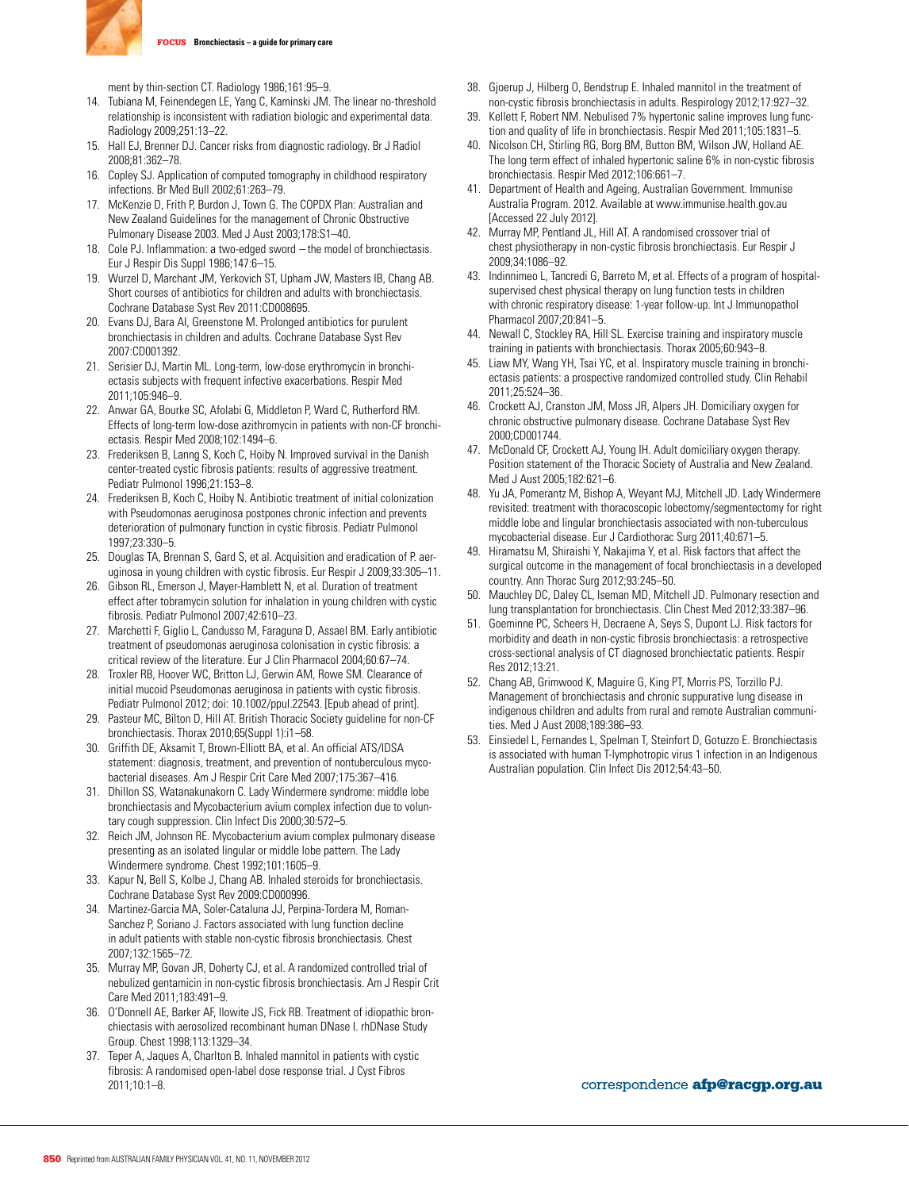ment by thin-section CT. Radiology 1986;161:95–9.

14. Tubiana M, Feinendegen LE, Yang C, Kaminski JM. The linear no-threshold relationship is inconsistent with radiation biologic and experimental data. Radiology 2009;251:13–22.
15. Hall EJ, Brenner DJ. Cancer risks from diagnostic radiology. Br J Radiol 2008;81:362–78.
16. Copley SJ. Application of computed tomography in childhood respiratory infections. Br Med Bull 2002;61:263–79.
17. McKenzie D, Frith P, Burdon J, Town G. The COPDX Plan: Australian and New Zealand Guidelines for the management of Chronic Obstructive Pulmonary Disease 2003. Med J Aust 2003;178:S1–40.
18. Cole PJ. Inflammation: a two-edged sword – the model of bronchiectasis. Eur J Respir Dis Suppl 1986;147:6–15.
19. Wurzel D, Marchant JM, Yerkovich ST, Upham JW, Masters IB, Chang AB. Short courses of antibiotics for children and adults with bronchiectasis. Cochrane Database Syst Rev 2011:CD008695.
20. Evans DJ, Bara AI, Greenstone M. Prolonged antibiotics for purulent bronchiectasis in children and adults. Cochrane Database Syst Rev 2007:CD001392.
21. Serisier DJ, Martin ML. Long-term, low-dose erythromycin in bronchiectasis subjects with frequent infective exacerbations. Respir Med 2011;105:946–9.
22. Anwar GA, Bourke SC, Afolabi G, Middleton P, Ward C, Rutherford RM. Effects of long-term low-dose azithromycin in patients with non-CF bronchiectasis. Respir Med 2008;102:1494–6.
23. Frederiksen B, Lanng S, Koch C, Hoiby N. Improved survival in the Danish center-treated cystic fibrosis patients: results of aggressive treatment. Pediatr Pulmonol 1996;21:153–8.
24. Frederiksen B, Koch C, Hoiby N. Antibiotic treatment of initial colonization with Pseudomonas aeruginosa postpones chronic infection and prevents deterioration of pulmonary function in cystic fibrosis. Pediatr Pulmonol 1997;23:330–5.
25. Douglas TA, Brennan S, Gard S, et al. Acquisition and eradication of P. aeruginosa in young children with cystic fibrosis. Eur Respir J 2009;33:305–11.
26. Gibson RL, Emerson J, Mayer-Hamblett N, et al. Duration of treatment effect after tobramycin solution for inhalation in young children with cystic fibrosis. Pediatr Pulmonol 2007;42:610–23.
27. Marchetti F, Giglio L, Candusso M, Faraguna D, Assael BM. Early antibiotic treatment of pseudomonas aeruginosa colonisation in cystic fibrosis: a critical review of the literature. Eur J Clin Pharmacol 2004;60:67–74.
28. Troxler RB, Hoover WC, Britton LJ, Gerwin AM, Rowe SM. Clearance of initial mucoid Pseudomonas aeruginosa in patients with cystic fibrosis. Pediatr Pulmonol 2012; doi: 10.1002/ppul.22543. [Epub ahead of print].
29. Pasteur MC, Bilton D, Hill AT. British Thoracic Society guideline for non-CF bronchiectasis. Thorax 2010;65(Suppl 1):i1–58.
30. Griffith DE, Aksamit T, Brown-Elliott BA, et al. An official ATS/IDSA statement: diagnosis, treatment, and prevention of nontuberculous mycobacterial diseases. Am J Respir Crit Care Med 2007;175:367–416.
31. Dhillon SS, Watanakunakorn C. Lady Windermere syndrome: middle lobe bronchiectasis and Mycobacterium avium complex infection due to voluntary cough suppression. Clin Infect Dis 2000;30:572–5.
32. Reich JM, Johnson RE. Mycobacterium avium complex pulmonary disease presenting as an isolated lingular or middle lobe pattern. The Lady Windermere syndrome. Chest 1992;101:1605–9.
33. Kapur N, Bell S, Kolbe J, Chang AB. Inhaled steroids for bronchiectasis. Cochrane Database Syst Rev 2009:CD000996.
34. Martinez-Garcia MA, Soler-Cataluna JJ, Perpina-Tordera M, Roman-Sanchez P, Soriano J. Factors associated with lung function decline in adult patients with stable non-cystic fibrosis bronchiectasis. Chest 2007;132:1565–72.
35. Murray MP, Govan JR, Doherty CJ, et al. A randomized controlled trial of nebulized gentamicin in non-cystic fibrosis bronchiectasis. Am J Respir Crit Care Med 2011;183:491–9.
36. O'Donnell AE, Barker AF, Ilowite JS, Fick RB. Treatment of idiopathic bronchiectasis with aerosolized recombinant human DNase I. rhDNase Study Group. Chest 1998;113:1329–34.
37. Teper A, Jaques A, Charlton B. Inhaled mannitol in patients with cystic fibrosis: A randomised open-label dose response trial. J Cyst Fibros 2011;10:1–8.
38. Gjoerup J, Hilberg O, Bendstrup E. Inhaled mannitol in the treatment of non-cystic fibrosis bronchiectasis in adults. Respirology 2012;17:927–32.
39. Kellett F, Robert NM. Nebulised 7% hypertonic saline improves lung function and quality of life in bronchiectasis. Respir Med 2011;105:1831–5.
40. Nicolson CH, Stirling RG, Borg BM, Button BM, Wilson JW, Holland AE. The long term effect of inhaled hypertonic saline 6% in non-cystic fibrosis bronchiectasis. Respir Med 2012;106:661–7.
41. Department of Health and Ageing, Australian Government. Immunise Australia Program. 2012. Available at www.immunise.health.gov.au [Accessed 22 July 2012].
42. Murray MP, Pentland JL, Hill AT. A randomised crossover trial of chest physiotherapy in non-cystic fibrosis bronchiectasis. Eur Respir J 2009;34:1086–92.
43. Indinnimeo L, Tancredi G, Barreto M, et al. Effects of a program of hospital-supervised chest physical therapy on lung function tests in children with chronic respiratory disease: 1-year follow-up. Int J Immunopathol Pharmacol 2007;20:841–5.
44. Newall C, Stockley RA, Hill SL. Exercise training and inspiratory muscle training in patients with bronchiectasis. Thorax 2005;60:943–8.
45. Liaw MY, Wang YH, Tsai YC, et al. Inspiratory muscle training in bronchiectasis patients: a prospective randomized controlled study. Clin Rehabil 2011;25:524–36.
46. Crockett AJ, Cranston JM, Moss JR, Alpers JH. Domiciliary oxygen for chronic obstructive pulmonary disease. Cochrane Database Syst Rev 2000;CD001744.
47. McDonald CF, Crockett AJ, Young IH. Adult domiciliary oxygen therapy. Position statement of the Thoracic Society of Australia and New Zealand. Med J Aust 2005;182:621–6.
48. Yu JA, Pomerantz M, Bishop A, Weyant MJ, Mitchell JD. Lady Windermere revisited: treatment with thoracoscopic lobectomy/segmentectomy for right middle lobe and lingular bronchiectasis associated with non-tuberculous mycobacterial disease. Eur J Cardiothorac Surg 2011;40:671–5.
49. Hiramatsu M, Shiraishi Y, Nakajima Y, et al. Risk factors that affect the surgical outcome in the management of focal bronchiectasis in a developed country. Ann Thorac Surg 2012;93:245–50.
50. Mauchley DC, Daley CL, Iseman MD, Mitchell JD. Pulmonary resection and lung transplantation for bronchiectasis. Clin Chest Med 2012;33:387–96.
51. Goeminne PC, Scheers H, Decraene A, Seys S, Dupont LJ. Risk factors for morbidity and death in non-cystic fibrosis bronchiectasis: a retrospective cross-sectional analysis of CT diagnosed bronchiectatic patients. Respir Res 2012;13:21.
52. Chang AB, Grimwood K, Maguire G, King PT, Morris PS, Torzillo PJ. Management of bronchiectasis and chronic suppurative lung disease in indigenous children and adults from rural and remote Australian communities. Med J Aust 2008;189:386–93.
53. Einsiedel L, Fernandes L, Spelman T, Steinfort D, Gotuzzo E. Bronchiectasis is associated with human T-lymphotropic virus 1 infection in an Indigenous Australian population. Clin Infect Dis 2012;54:43–50.

correspondence **afp@racgp.org.au**